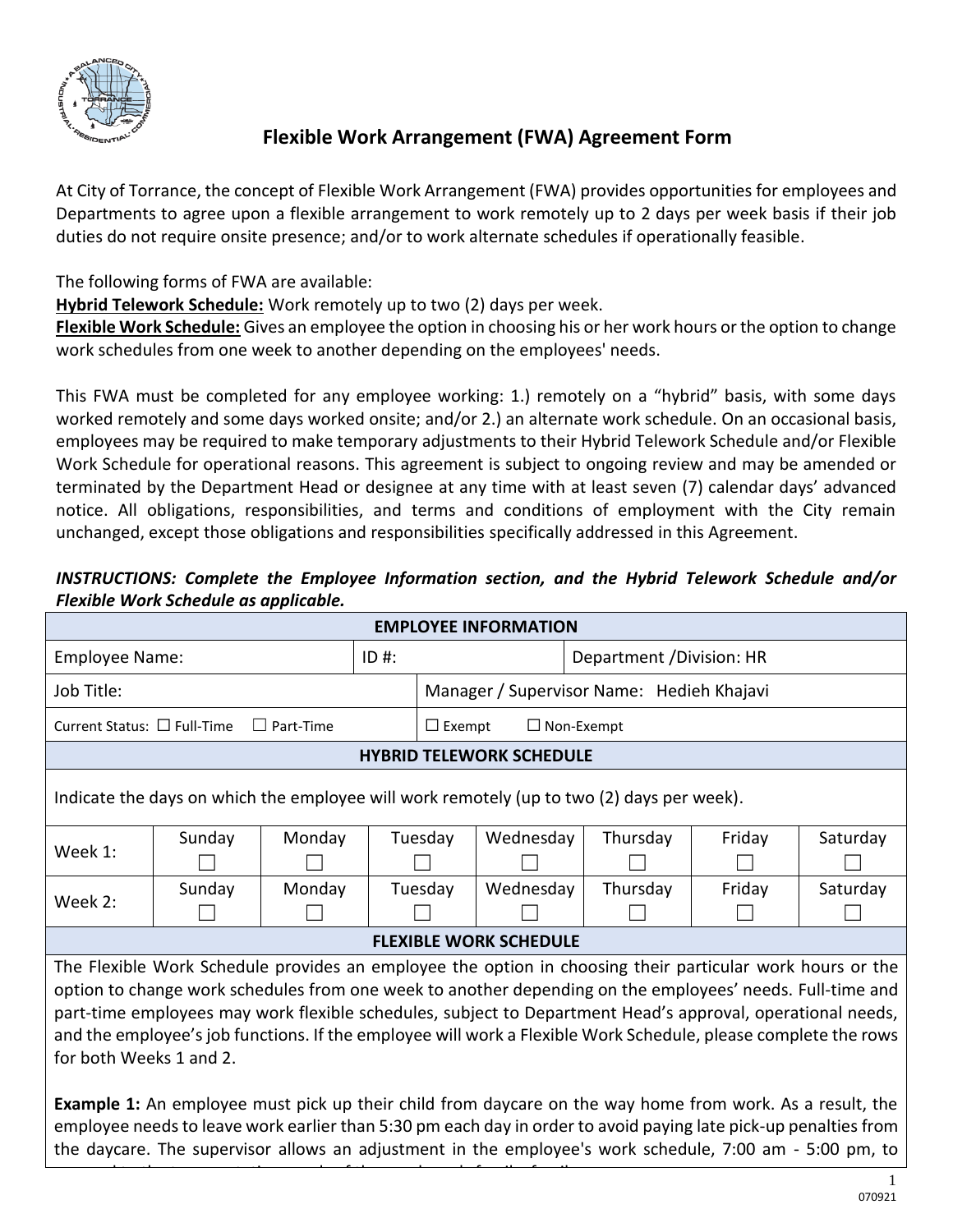# Flexible Work Arrangement (FWA) Agreement Form

At City of Torrance, the concept of Flexible Work Arrangement (FWA) provides opportunities for employees and Departments to agree upon a flexible arrangement to work remotely up to 2 days per week basis if their job duties do not require onsite presence; and/or to work alternate schedules if operationally feasible.

The following forms of FWA are available:
**Hybrid Telework Schedule:** Work remotely up to two (2) days per week.
**Flexible Work Schedule:** Gives an employee the option in choosing his or her work hours or the option to change work schedules from one week to another depending on the employees' needs.

This FWA must be completed for any employee working: 1.) remotely on a "hybrid" basis, with some days worked remotely and some days worked onsite; and/or 2.) an alternate work schedule. On an occasional basis, employees may be required to make temporary adjustments to their Hybrid Telework Schedule and/or Flexible Work Schedule for operational reasons. This agreement is subject to ongoing review and may be amended or terminated by the Department Head or designee at any time with at least seven (7) calendar days' advanced notice. All obligations, responsibilities, and terms and conditions of employment with the City remain unchanged, except those obligations and responsibilities specifically addressed in this Agreement.

***INSTRUCTIONS: Complete the Employee Information section, and the Hybrid Telework Schedule and/or Flexible Work Schedule as applicable.***

| EMPLOYEE INFORMATION | | |
|---|---|---|
| Employee Name: | ID #: | Department /Division: HR |
| Job Title: | Manager / Supervisor Name: Hedieh Khajavi | |
| Current Status: ☐ Full-Time ☐ Part-Time | ☐ Exempt ☐ Non-Exempt | |

**HYBRID TELEWORK SCHEDULE**

Indicate the days on which the employee will work remotely (up to two (2) days per week).

| | Sunday | Monday | Tuesday | Wednesday | Thursday | Friday | Saturday |
|---|---|---|---|---|---|---|---|
| Week 1: | ☐ | ☐ | ☐ | ☐ | ☐ | ☐ | ☐ |
| Week 2: | ☐ | ☐ | ☐ | ☐ | ☐ | ☐ | ☐ |

**FLEXIBLE WORK SCHEDULE**

The Flexible Work Schedule provides an employee the option in choosing their particular work hours or the option to change work schedules from one week to another depending on the employees' needs. Full-time and part-time employees may work flexible schedules, subject to Department Head's approval, operational needs, and the employee's job functions. If the employee will work a Flexible Work Schedule, please complete the rows for both Weeks 1 and 2.

**Example 1:** An employee must pick up their child from daycare on the way home from work. As a result, the employee needs to leave work earlier than 5:30 pm each day in order to avoid paying late pick-up penalties from the daycare. The supervisor allows an adjustment in the employee's work schedule, 7:00 am - 5:00 pm, to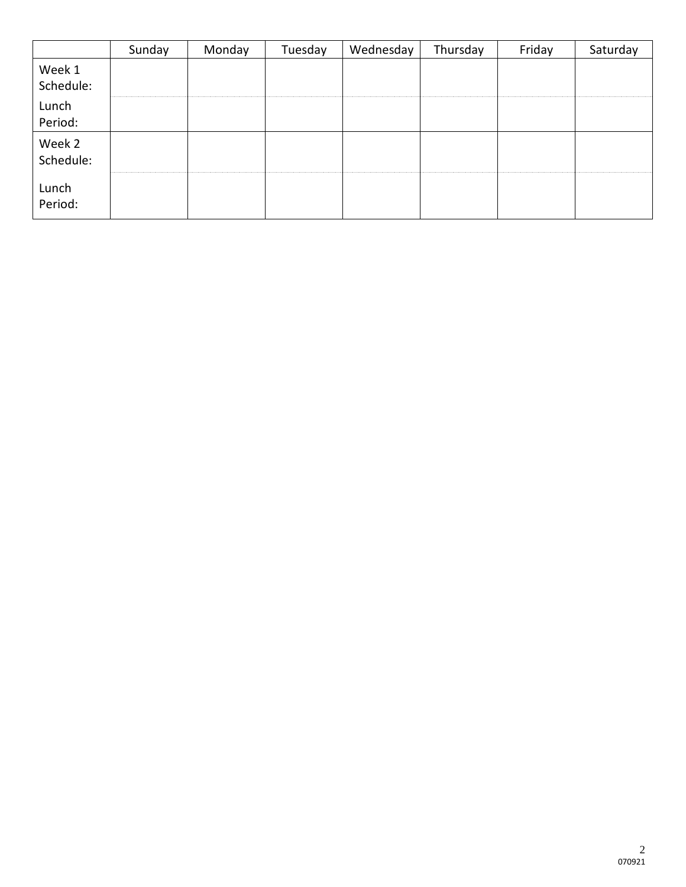| | Sunday | Monday | Tuesday | Wednesday | Thursday | Friday | Saturday |
|---|---|---|---|---|---|---|---|
| Week 1 Schedule: | | | | | | | |
| Lunch Period: | | | | | | | |
| Week 2 Schedule: | | | | | | | |
| Lunch Period: | | | | | | | |

070921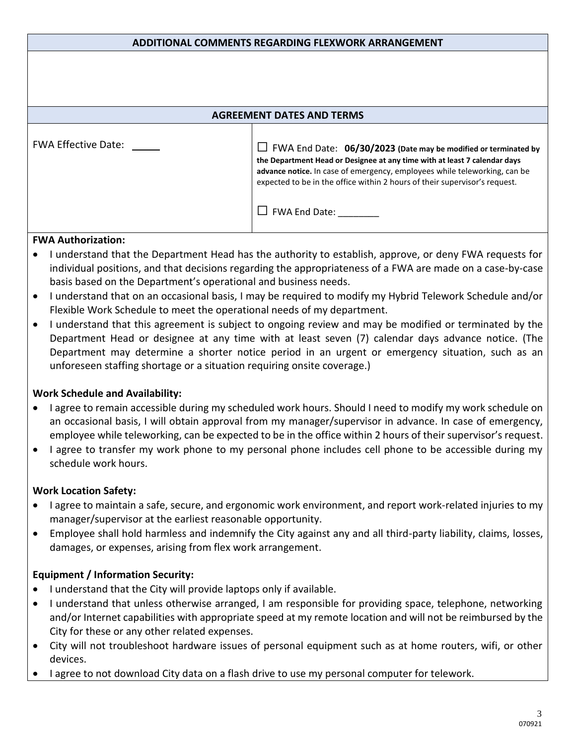## ADDITIONAL COMMENTS REGARDING FLEXWORK ARRANGEMENT

## AGREEMENT DATES AND TERMS

| | |
|---|---|
| FWA Effective Date: _____ | ☐ FWA End Date: **06/30/2023** **(Date may be modified or terminated by the Department Head or Designee at any time with at least 7 calendar days advance notice.** In case of emergency, employees while teleworking, can be expected to be in the office within 2 hours of their supervisor's request.<br><br>☐ FWA End Date: ________ |

**FWA Authorization:**

- I understand that the Department Head has the authority to establish, approve, or deny FWA requests for individual positions, and that decisions regarding the appropriateness of a FWA are made on a case-by-case basis based on the Department's operational and business needs.
- I understand that on an occasional basis, I may be required to modify my Hybrid Telework Schedule and/or Flexible Work Schedule to meet the operational needs of my department.
- I understand that this agreement is subject to ongoing review and may be modified or terminated by the Department Head or designee at any time with at least seven (7) calendar days advance notice. (The Department may determine a shorter notice period in an urgent or emergency situation, such as an unforeseen staffing shortage or a situation requiring onsite coverage.)

**Work Schedule and Availability:**

- I agree to remain accessible during my scheduled work hours. Should I need to modify my work schedule on an occasional basis, I will obtain approval from my manager/supervisor in advance. In case of emergency, employee while teleworking, can be expected to be in the office within 2 hours of their supervisor's request.
- I agree to transfer my work phone to my personal phone includes cell phone to be accessible during my schedule work hours.

**Work Location Safety:**

- I agree to maintain a safe, secure, and ergonomic work environment, and report work-related injuries to my manager/supervisor at the earliest reasonable opportunity.
- Employee shall hold harmless and indemnify the City against any and all third-party liability, claims, losses, damages, or expenses, arising from flex work arrangement.

**Equipment / Information Security:**

- I understand that the City will provide laptops only if available.
- I understand that unless otherwise arranged, I am responsible for providing space, telephone, networking and/or Internet capabilities with appropriate speed at my remote location and will not be reimbursed by the City for these or any other related expenses.
- City will not troubleshoot hardware issues of personal equipment such as at home routers, wifi, or other devices.
- I agree to not download City data on a flash drive to use my personal computer for telework.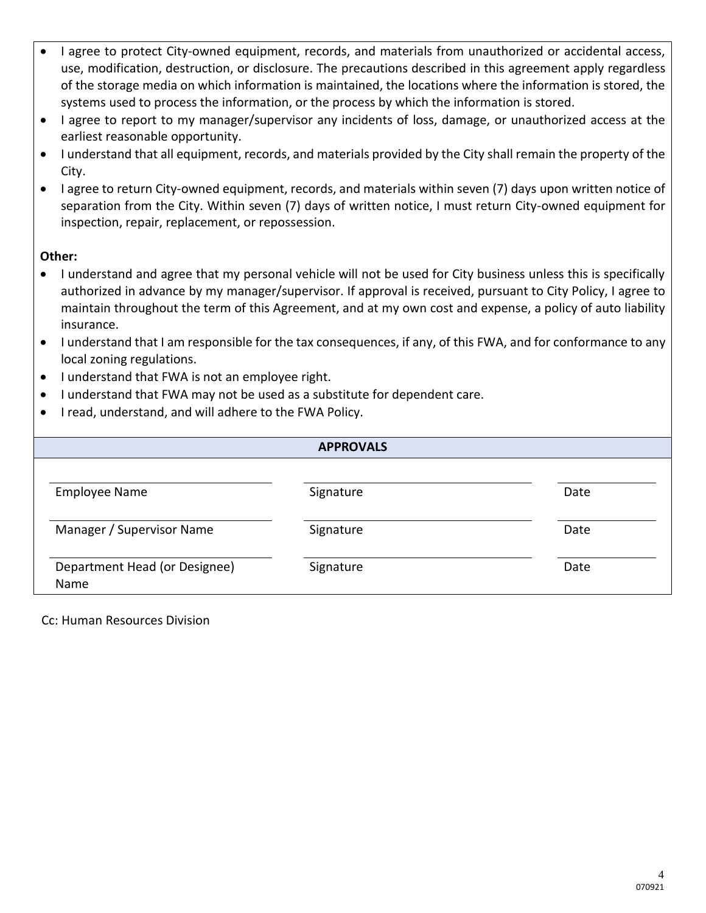- I agree to protect City-owned equipment, records, and materials from unauthorized or accidental access, use, modification, destruction, or disclosure. The precautions described in this agreement apply regardless of the storage media on which information is maintained, the locations where the information is stored, the systems used to process the information, or the process by which the information is stored.
- I agree to report to my manager/supervisor any incidents of loss, damage, or unauthorized access at the earliest reasonable opportunity.
- I understand that all equipment, records, and materials provided by the City shall remain the property of the City.
- I agree to return City-owned equipment, records, and materials within seven (7) days upon written notice of separation from the City. Within seven (7) days of written notice, I must return City-owned equipment for inspection, repair, replacement, or repossession.

**Other:**

- I understand and agree that my personal vehicle will not be used for City business unless this is specifically authorized in advance by my manager/supervisor. If approval is received, pursuant to City Policy, I agree to maintain throughout the term of this Agreement, and at my own cost and expense, a policy of auto liability insurance.
- I understand that I am responsible for the tax consequences, if any, of this FWA, and for conformance to any local zoning regulations.
- I understand that FWA is not an employee right.
- I understand that FWA may not be used as a substitute for dependent care.
- I read, understand, and will adhere to the FWA Policy.

**APPROVALS**

| | | |
|---|---|---|
| Employee Name | Signature | Date |
| Manager / Supervisor Name | Signature | Date |
| Department Head (or Designee) Name | Signature | Date |

Cc: Human Resources Division

070921